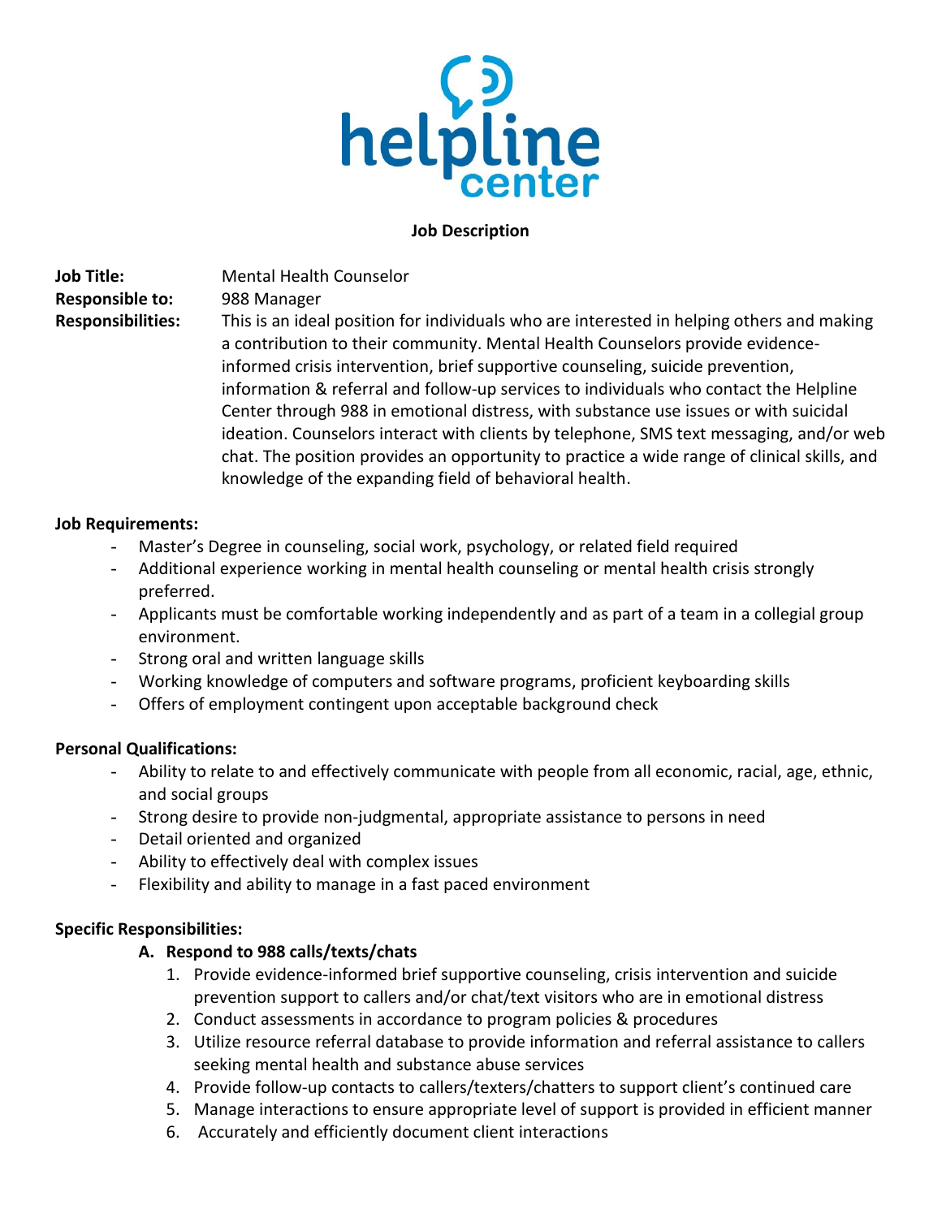helpline center

**Job Description**

**Job Title:** Mental Health Counselor

**Responsible to:** 988 Manager

**Responsibilities:** This is an ideal position for individuals who are interested in helping others and making a contribution to their community. Mental Health Counselors provide evidence-informed crisis intervention, brief supportive counseling, suicide prevention, information & referral and follow-up services to individuals who contact the Helpline Center through 988 in emotional distress, with substance use issues or with suicidal ideation. Counselors interact with clients by telephone, SMS text messaging, and/or web chat. The position provides an opportunity to practice a wide range of clinical skills, and knowledge of the expanding field of behavioral health.

**Job Requirements:**

- Master's Degree in counseling, social work, psychology, or related field required
- Additional experience working in mental health counseling or mental health crisis strongly preferred.
- Applicants must be comfortable working independently and as part of a team in a collegial group environment.
- Strong oral and written language skills
- Working knowledge of computers and software programs, proficient keyboarding skills
- Offers of employment contingent upon acceptable background check

**Personal Qualifications:**

- Ability to relate to and effectively communicate with people from all economic, racial, age, ethnic, and social groups
- Strong desire to provide non-judgmental, appropriate assistance to persons in need
- Detail oriented and organized
- Ability to effectively deal with complex issues
- Flexibility and ability to manage in a fast paced environment

**Specific Responsibilities:**

**A. Respond to 988 calls/texts/chats**

1. Provide evidence-informed brief supportive counseling, crisis intervention and suicide prevention support to callers and/or chat/text visitors who are in emotional distress
2. Conduct assessments in accordance to program policies & procedures
3. Utilize resource referral database to provide information and referral assistance to callers seeking mental health and substance abuse services
4. Provide follow-up contacts to callers/texters/chatters to support client's continued care
5. Manage interactions to ensure appropriate level of support is provided in efficient manner
6. Accurately and efficiently document client interactions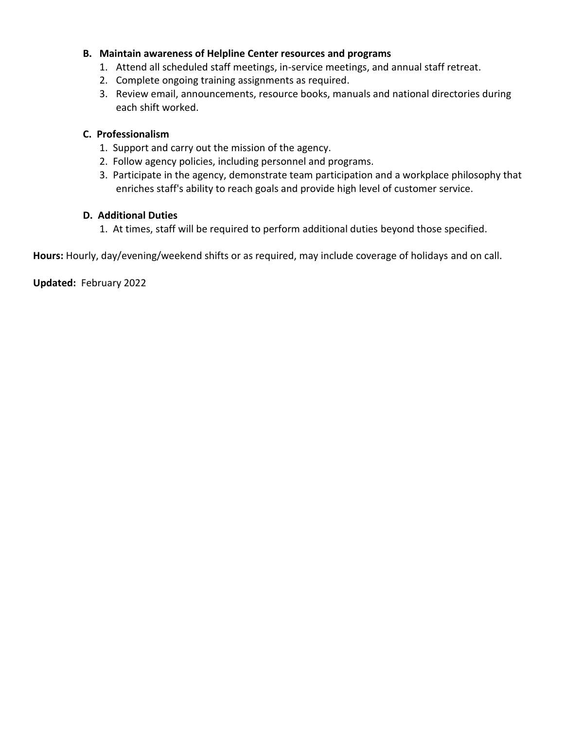**B. Maintain awareness of Helpline Center resources and programs**

1. Attend all scheduled staff meetings, in-service meetings, and annual staff retreat.
2. Complete ongoing training assignments as required.
3. Review email, announcements, resource books, manuals and national directories during each shift worked.

**C. Professionalism**

1. Support and carry out the mission of the agency.
2. Follow agency policies, including personnel and programs.
3. Participate in the agency, demonstrate team participation and a workplace philosophy that enriches staff's ability to reach goals and provide high level of customer service.

**D. Additional Duties**

1. At times, staff will be required to perform additional duties beyond those specified.

**Hours:** Hourly, day/evening/weekend shifts or as required, may include coverage of holidays and on call.

**Updated:** February 2022